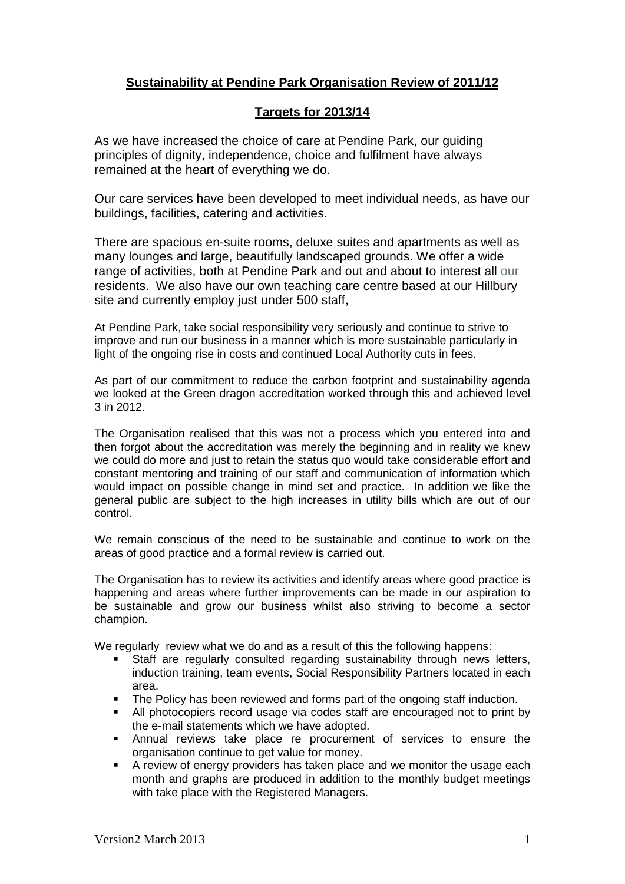**Sustainability at Pendine Park Organisation Review of 2011/12**

**Targets for 2013/14**

As we have increased the choice of care at Pendine Park, our guiding principles of dignity, independence, choice and fulfilment have always remained at the heart of everything we do.

Our care services have been developed to meet individual needs, as have our buildings, facilities, catering and activities.

There are spacious en-suite rooms, deluxe suites and apartments as well as many lounges and large, beautifully landscaped grounds. We offer a wide range of activities, both at Pendine Park and out and about to interest all our residents. We also have our own teaching care centre based at our Hillbury site and currently employ just under 500 staff,

At Pendine Park, take social responsibility very seriously and continue to strive to improve and run our business in a manner which is more sustainable particularly in light of the ongoing rise in costs and continued Local Authority cuts in fees.

As part of our commitment to reduce the carbon footprint and sustainability agenda we looked at the Green dragon accreditation worked through this and achieved level 3 in 2012.

The Organisation realised that this was not a process which you entered into and then forgot about the accreditation was merely the beginning and in reality we knew we could do more and just to retain the status quo would take considerable effort and constant mentoring and training of our staff and communication of information which would impact on possible change in mind set and practice. In addition we like the general public are subject to the high increases in utility bills which are out of our control.

We remain conscious of the need to be sustainable and continue to work on the areas of good practice and a formal review is carried out.

The Organisation has to review its activities and identify areas where good practice is happening and areas where further improvements can be made in our aspiration to be sustainable and grow our business whilst also striving to become a sector champion.

We regularly review what we do and as a result of this the following happens:

- Staff are regularly consulted regarding sustainability through news letters, induction training, team events, Social Responsibility Partners located in each area.
- The Policy has been reviewed and forms part of the ongoing staff induction.
- All photocopiers record usage via codes staff are encouraged not to print by the e-mail statements which we have adopted.
- Annual reviews take place re procurement of services to ensure the organisation continue to get value for money.
- A review of energy providers has taken place and we monitor the usage each month and graphs are produced in addition to the monthly budget meetings with take place with the Registered Managers.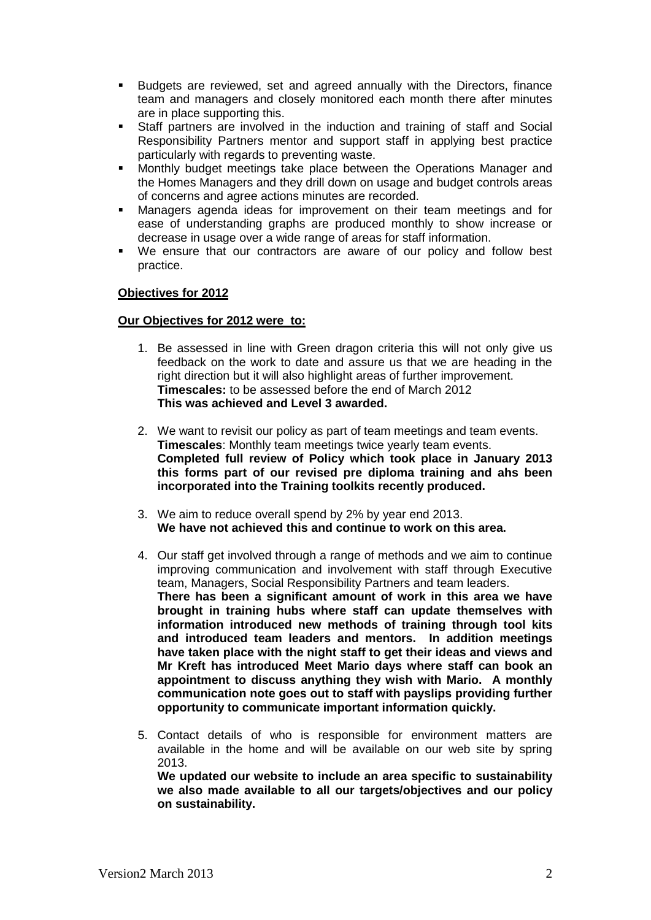- Budgets are reviewed, set and agreed annually with the Directors, finance team and managers and closely monitored each month there after minutes are in place supporting this.
- Staff partners are involved in the induction and training of staff and Social Responsibility Partners mentor and support staff in applying best practice particularly with regards to preventing waste.
- Monthly budget meetings take place between the Operations Manager and the Homes Managers and they drill down on usage and budget controls areas of concerns and agree actions minutes are recorded.
- Managers agenda ideas for improvement on their team meetings and for ease of understanding graphs are produced monthly to show increase or decrease in usage over a wide range of areas for staff information.
- We ensure that our contractors are aware of our policy and follow best practice.

**Objectives for 2012**

**Our Objectives for 2012 were to:**

1. Be assessed in line with Green dragon criteria this will not only give us feedback on the work to date and assure us that we are heading in the right direction but it will also highlight areas of further improvement.
   **Timescales:** to be assessed before the end of March 2012
   **This was achieved and Level 3 awarded.**

2. We want to revisit our policy as part of team meetings and team events.
   **Timescales**: Monthly team meetings twice yearly team events.
   **Completed full review of Policy which took place in January 2013 this forms part of our revised pre diploma training and ahs been incorporated into the Training toolkits recently produced.**

3. We aim to reduce overall spend by 2% by year end 2013.
   **We have not achieved this and continue to work on this area.**

4. Our staff get involved through a range of methods and we aim to continue improving communication and involvement with staff through Executive team, Managers, Social Responsibility Partners and team leaders.
   **There has been a significant amount of work in this area we have brought in training hubs where staff can update themselves with information introduced new methods of training through tool kits and introduced team leaders and mentors. In addition meetings have taken place with the night staff to get their ideas and views and Mr Kreft has introduced Meet Mario days where staff can book an appointment to discuss anything they wish with Mario. A monthly communication note goes out to staff with payslips providing further opportunity to communicate important information quickly.**

5. Contact details of who is responsible for environment matters are available in the home and will be available on our web site by spring 2013.
   **We updated our website to include an area specific to sustainability we also made available to all our targets/objectives and our policy on sustainability.**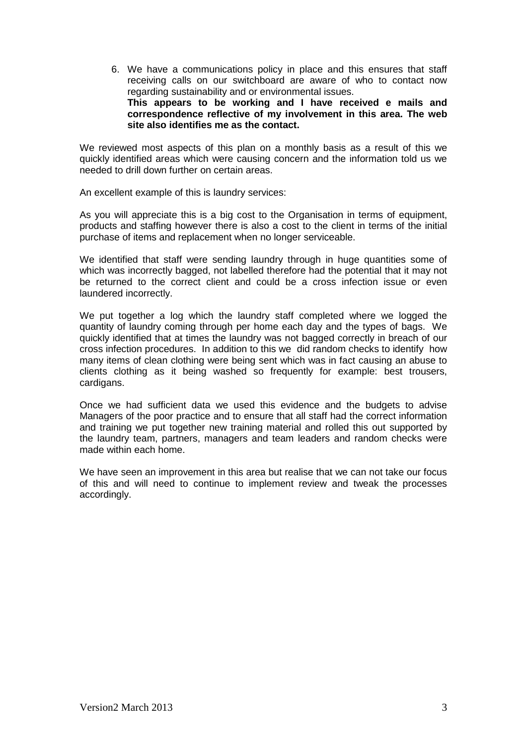6. We have a communications policy in place and this ensures that staff receiving calls on our switchboard are aware of who to contact now regarding sustainability and or environmental issues.
   **This appears to be working and I have received e mails and correspondence reflective of my involvement in this area. The web site also identifies me as the contact.**

We reviewed most aspects of this plan on a monthly basis as a result of this we quickly identified areas which were causing concern and the information told us we needed to drill down further on certain areas.

An excellent example of this is laundry services:

As you will appreciate this is a big cost to the Organisation in terms of equipment, products and staffing however there is also a cost to the client in terms of the initial purchase of items and replacement when no longer serviceable.

We identified that staff were sending laundry through in huge quantities some of which was incorrectly bagged, not labelled therefore had the potential that it may not be returned to the correct client and could be a cross infection issue or even laundered incorrectly.

We put together a log which the laundry staff completed where we logged the quantity of laundry coming through per home each day and the types of bags. We quickly identified that at times the laundry was not bagged correctly in breach of our cross infection procedures. In addition to this we did random checks to identify how many items of clean clothing were being sent which was in fact causing an abuse to clients clothing as it being washed so frequently for example: best trousers, cardigans.

Once we had sufficient data we used this evidence and the budgets to advise Managers of the poor practice and to ensure that all staff had the correct information and training we put together new training material and rolled this out supported by the laundry team, partners, managers and team leaders and random checks were made within each home.

We have seen an improvement in this area but realise that we can not take our focus of this and will need to continue to implement review and tweak the processes accordingly.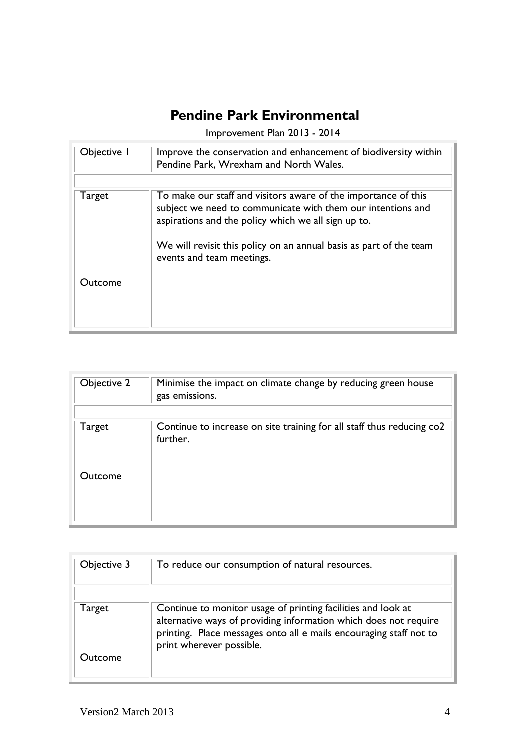# Pendine Park Environmental

Improvement Plan 2013 - 2014

| Objective 1 | Improve the conservation and enhancement of biodiversity within Pendine Park, Wrexham and North Wales. |
| --- | --- |
| | |
| Target | To make our staff and visitors aware of the importance of this subject we need to communicate with them our intentions and aspirations and the policy which we all sign up to.<br><br>We will revisit this policy on an annual basis as part of the team events and team meetings. |
| Outcome | |

| Objective 2 | Minimise the impact on climate change by reducing green house gas emissions. |
| --- | --- |
| | |
| Target | Continue to increase on site training for all staff thus reducing co2 further. |
| Outcome | |

| Objective 3 | To reduce our consumption of natural resources. |
| --- | --- |
| | |
| Target | Continue to monitor usage of printing facilities and look at alternative ways of providing information which does not require printing. Place messages onto all e mails encouraging staff not to print wherever possible. |
| Outcome | |

Version2 March 2013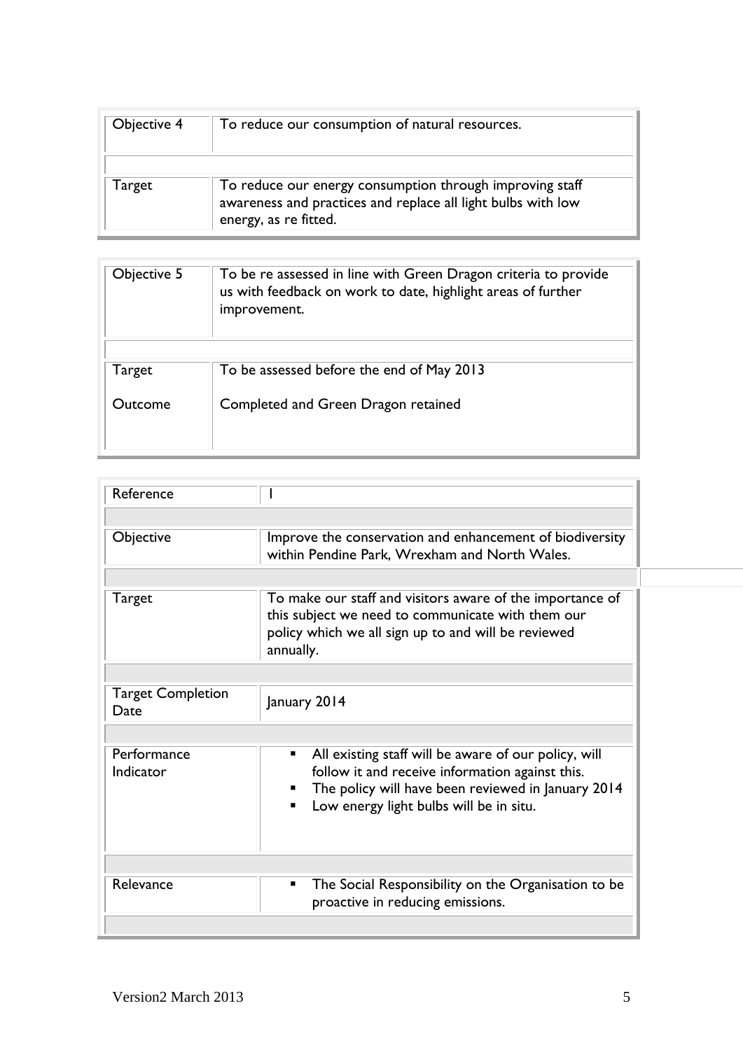| Objective 4 | To reduce our consumption of natural resources. |
|---|---|
| Target | To reduce our energy consumption through improving staff awareness and practices and replace all light bulbs with low energy, as re fitted. |

| Objective 5 | To be re assessed in line with Green Dragon criteria to provide us with feedback on work to date, highlight areas of further improvement. |
|---|---|
| Target | To be assessed before the end of May 2013 |
| Outcome | Completed and Green Dragon retained |

| Reference | I |
|---|---|
| Objective | Improve the conservation and enhancement of biodiversity within Pendine Park, Wrexham and North Wales. |
| Target | To make our staff and visitors aware of the importance of this subject we need to communicate with them our policy which we all sign up to and will be reviewed annually. |
| Target Completion Date | January 2014 |
| Performance Indicator | ▪ All existing staff will be aware of our policy, will follow it and receive information against this.<br>▪ The policy will have been reviewed in January 2014<br>▪ Low energy light bulbs will be in situ. |
| Relevance | ▪ The Social Responsibility on the Organisation to be proactive in reducing emissions. |

Version2 March 2013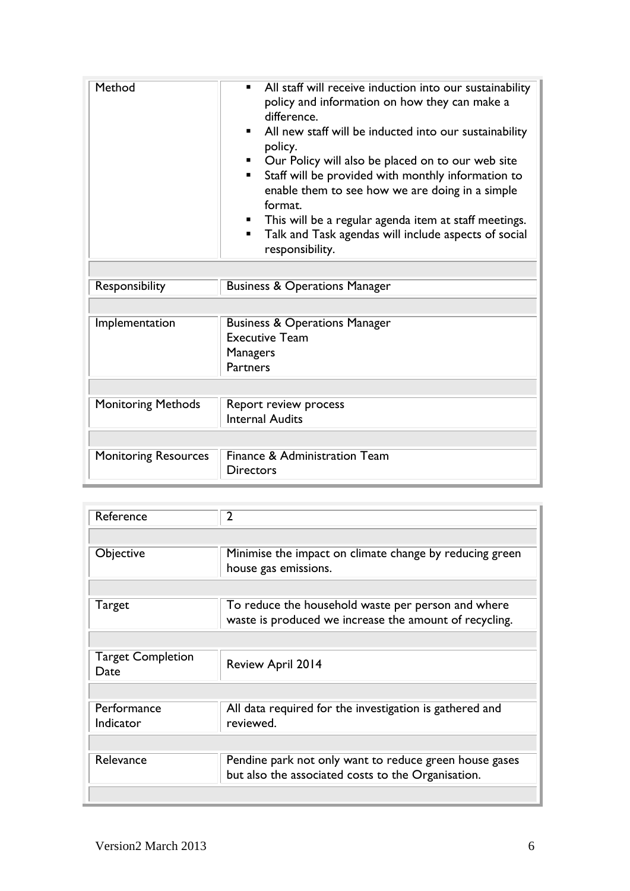| | |
|---|---|
| Method | ▪ All staff will receive induction into our sustainability policy and information on how they can make a difference.<br>▪ All new staff will be inducted into our sustainability policy.<br>▪ Our Policy will also be placed on to our web site<br>▪ Staff will be provided with monthly information to enable them to see how we are doing in a simple format.<br>▪ This will be a regular agenda item at staff meetings.<br>▪ Talk and Task agendas will include aspects of social responsibility. |
| | |
| Responsibility | Business & Operations Manager |
| | |
| Implementation | Business & Operations Manager<br>Executive Team<br>Managers<br>Partners |
| | |
| Monitoring Methods | Report review process<br>Internal Audits |
| | |
| Monitoring Resources | Finance & Administration Team<br>Directors |

| | |
|---|---|
| Reference | 2 |
| | |
| Objective | Minimise the impact on climate change by reducing green house gas emissions. |
| | |
| Target | To reduce the household waste per person and where waste is produced we increase the amount of recycling. |
| | |
| Target Completion Date | Review April 2014 |
| | |
| Performance Indicator | All data required for the investigation is gathered and reviewed. |
| | |
| Relevance | Pendine park not only want to reduce green house gases but also the associated costs to the Organisation. |
| | |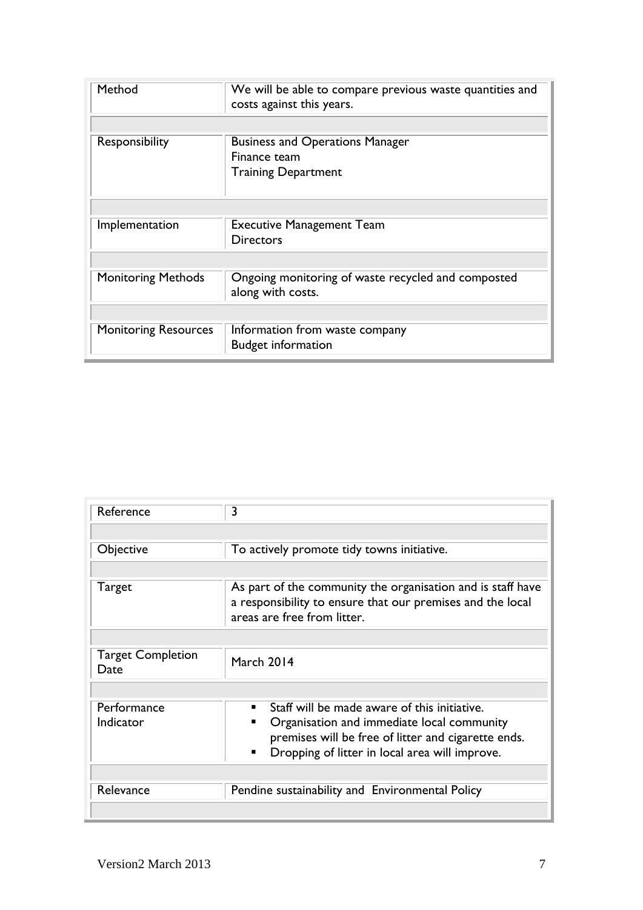| | |
|---|---|
| Method | We will be able to compare previous waste quantities and costs against this years. |
| | |
| Responsibility | Business and Operations Manager<br>Finance team<br>Training Department |
| | |
| Implementation | Executive Management Team<br>Directors |
| | |
| Monitoring Methods | Ongoing monitoring of waste recycled and composted along with costs. |
| | |
| Monitoring Resources | Information from waste company<br>Budget information |

| | |
|---|---|
| Reference | 3 |
| | |
| Objective | To actively promote tidy towns initiative. |
| | |
| Target | As part of the community the organisation and is staff have a responsibility to ensure that our premises and the local areas are free from litter. |
| | |
| Target Completion Date | March 2014 |
| | |
| Performance Indicator | ▪ Staff will be made aware of this initiative.<br>▪ Organisation and immediate local community premises will be free of litter and cigarette ends.<br>▪ Dropping of litter in local area will improve. |
| | |
| Relevance | Pendine sustainability and Environmental Policy |
| | |

Version2 March 2013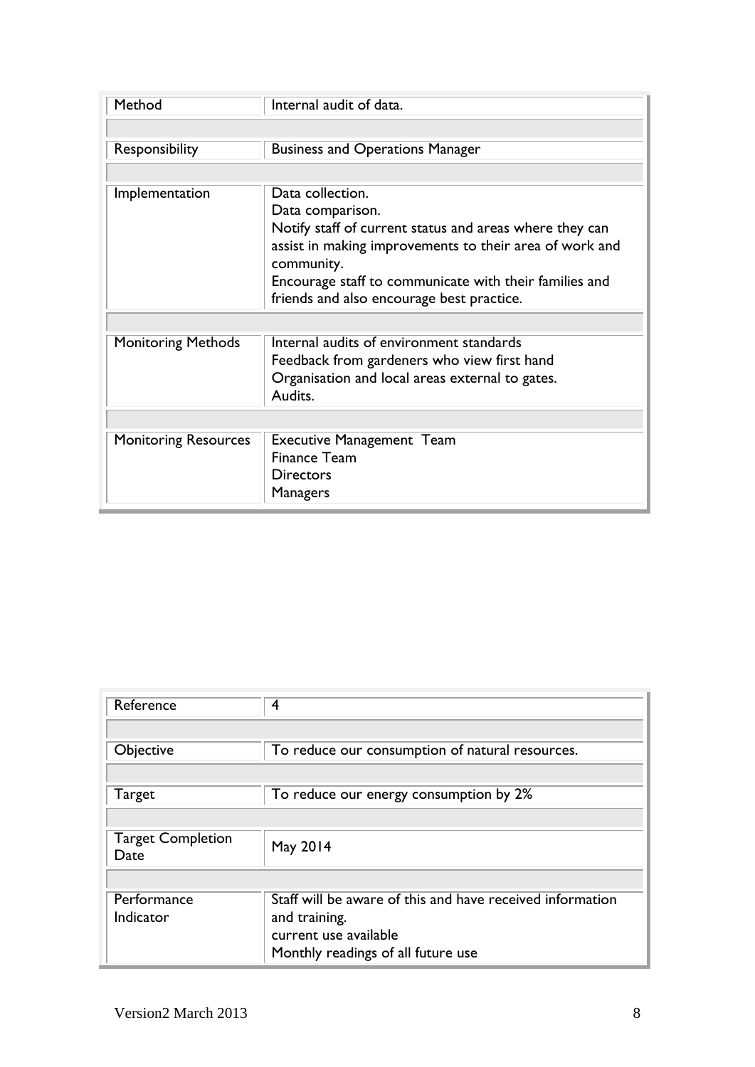| | |
|---|---|
| Method | Internal audit of data. |
| Responsibility | Business and Operations Manager |
| Implementation | Data collection.<br>Data comparison.<br>Notify staff of current status and areas where they can assist in making improvements to their area of work and community.<br>Encourage staff to communicate with their families and friends and also encourage best practice. |
| Monitoring Methods | Internal audits of environment standards<br>Feedback from gardeners who view first hand<br>Organisation and local areas external to gates.<br>Audits. |
| Monitoring Resources | Executive Management Team<br>Finance Team<br>Directors<br>Managers |

| | |
|---|---|
| Reference | 4 |
| Objective | To reduce our consumption of natural resources. |
| Target | To reduce our energy consumption by 2% |
| Target Completion Date | May 2014 |
| Performance Indicator | Staff will be aware of this and have received information and training.<br>current use available<br>Monthly readings of all future use |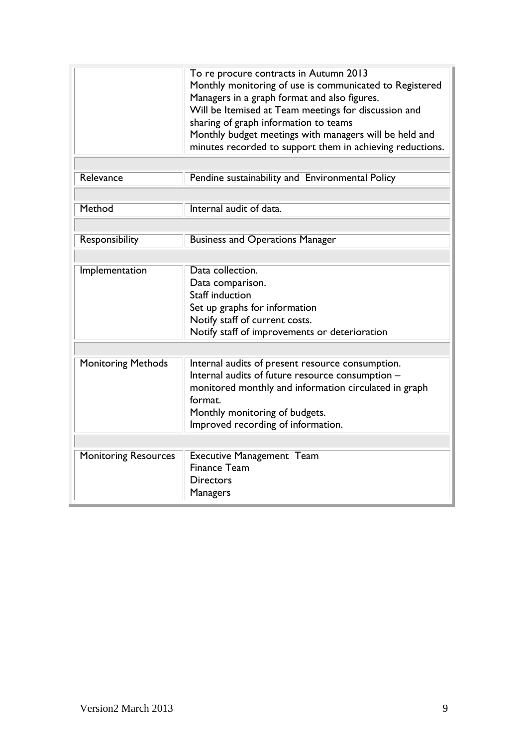| | |
|---|---|
| | To re procure contracts in Autumn 2013<br>Monthly monitoring of use is communicated to Registered Managers in a graph format and also figures.<br>Will be Itemised at Team meetings for discussion and sharing of graph information to teams<br>Monthly budget meetings with managers will be held and minutes recorded to support them in achieving reductions. |
| Relevance | Pendine sustainability and Environmental Policy |
| Method | Internal audit of data. |
| Responsibility | Business and Operations Manager |
| Implementation | Data collection.<br>Data comparison.<br>Staff induction<br>Set up graphs for information<br>Notify staff of current costs.<br>Notify staff of improvements or deterioration |
| Monitoring Methods | Internal audits of present resource consumption.<br>Internal audits of future resource consumption – monitored monthly and information circulated in graph format.<br>Monthly monitoring of budgets.<br>Improved recording of information. |
| Monitoring Resources | Executive Management Team<br>Finance Team<br>Directors<br>Managers |

Version2 March 2013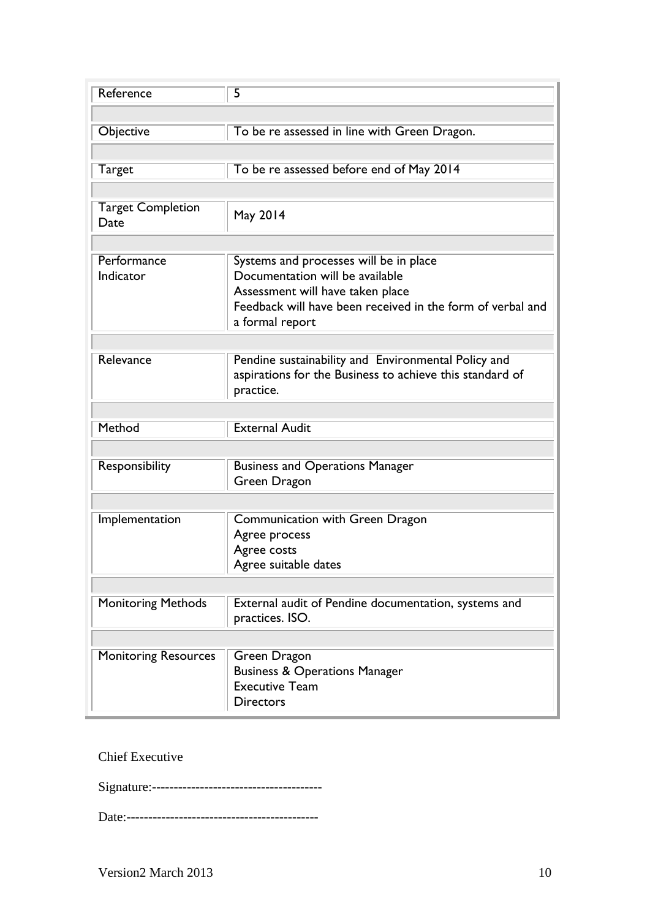| | |
|---|---|
| Reference | 5 |
| Objective | To be re assessed in line with Green Dragon. |
| Target | To be re assessed before end of May 2014 |
| Target Completion Date | May 2014 |
| Performance Indicator | Systems and processes will be in place<br>Documentation will be available<br>Assessment will have taken place<br>Feedback will have been received in the form of verbal and a formal report |
| Relevance | Pendine sustainability and Environmental Policy and aspirations for the Business to achieve this standard of practice. |
| Method | External Audit |
| Responsibility | Business and Operations Manager<br>Green Dragon |
| Implementation | Communication with Green Dragon<br>Agree process<br>Agree costs<br>Agree suitable dates |
| Monitoring Methods | External audit of Pendine documentation, systems and practices. ISO. |
| Monitoring Resources | Green Dragon<br>Business & Operations Manager<br>Executive Team<br>Directors |

Chief Executive

Signature:---------------------------------------

Date:--------------------------------------------

Version2 March 2013